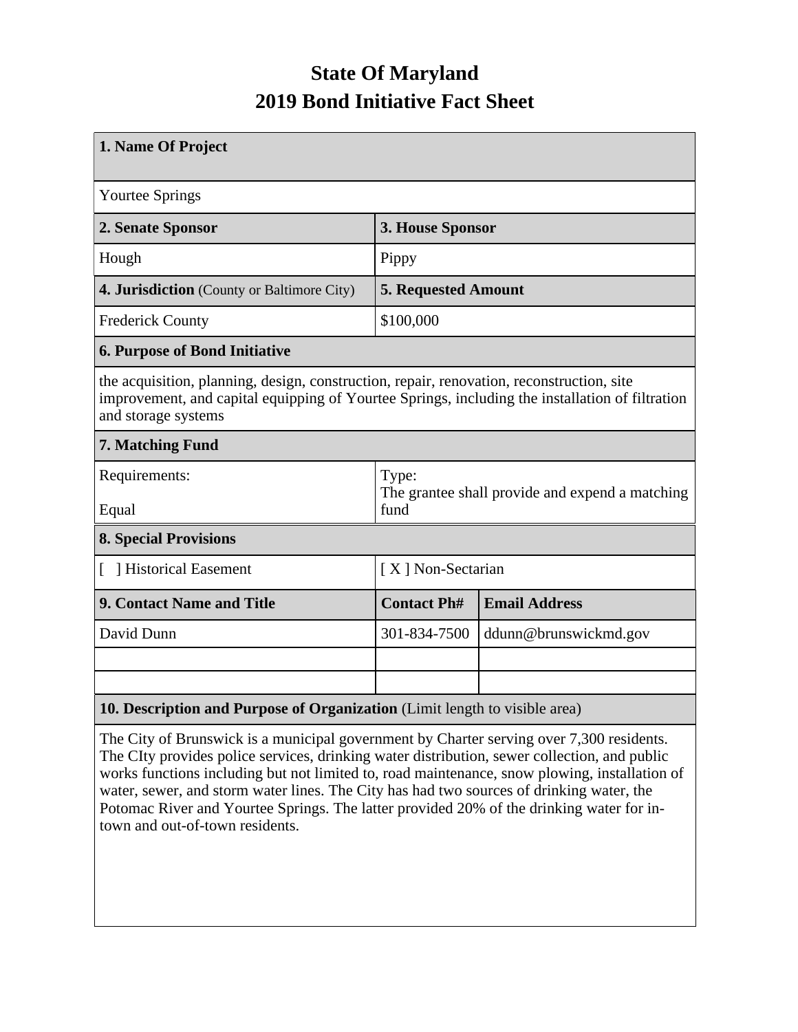# State Of Maryland
# 2019 Bond Initiative Fact Sheet

| **1. Name Of Project** | | |
|---|---|---|
| Yourtee Springs | | |
| **2. Senate Sponsor** | **3. House Sponsor** | |
| Hough | Pippy | |
| **4. Jurisdiction** (County or Baltimore City) | **5. Requested Amount** | |
| Frederick County | $100,000 | |
| **6. Purpose of Bond Initiative** | | |
| the acquisition, planning, design, construction, repair, renovation, reconstruction, site improvement, and capital equipping of Yourtee Springs, including the installation of filtration and storage systems | | |
| **7. Matching Fund** | | |
| Requirements:<br><br>Equal | Type:<br>The grantee shall provide and expend a matching fund | |
| **8. Special Provisions** | | |
| [ ] Historical Easement | [ X ] Non-Sectarian | |
| **9. Contact Name and Title** | **Contact Ph#** | **Email Address** |
| David Dunn | 301-834-7500 | ddunn@brunswickmd.gov |
| | | |
| | | |
| **10. Description and Purpose of Organization** (Limit length to visible area) | | |
| The City of Brunswick is a municipal government by Charter serving over 7,300 residents. The CIty provides police services, drinking water distribution, sewer collection, and public works functions including but not limited to, road maintenance, snow plowing, installation of water, sewer, and storm water lines. The City has had two sources of drinking water, the Potomac River and Yourtee Springs. The latter provided 20% of the drinking water for in-town and out-of-town residents. | | |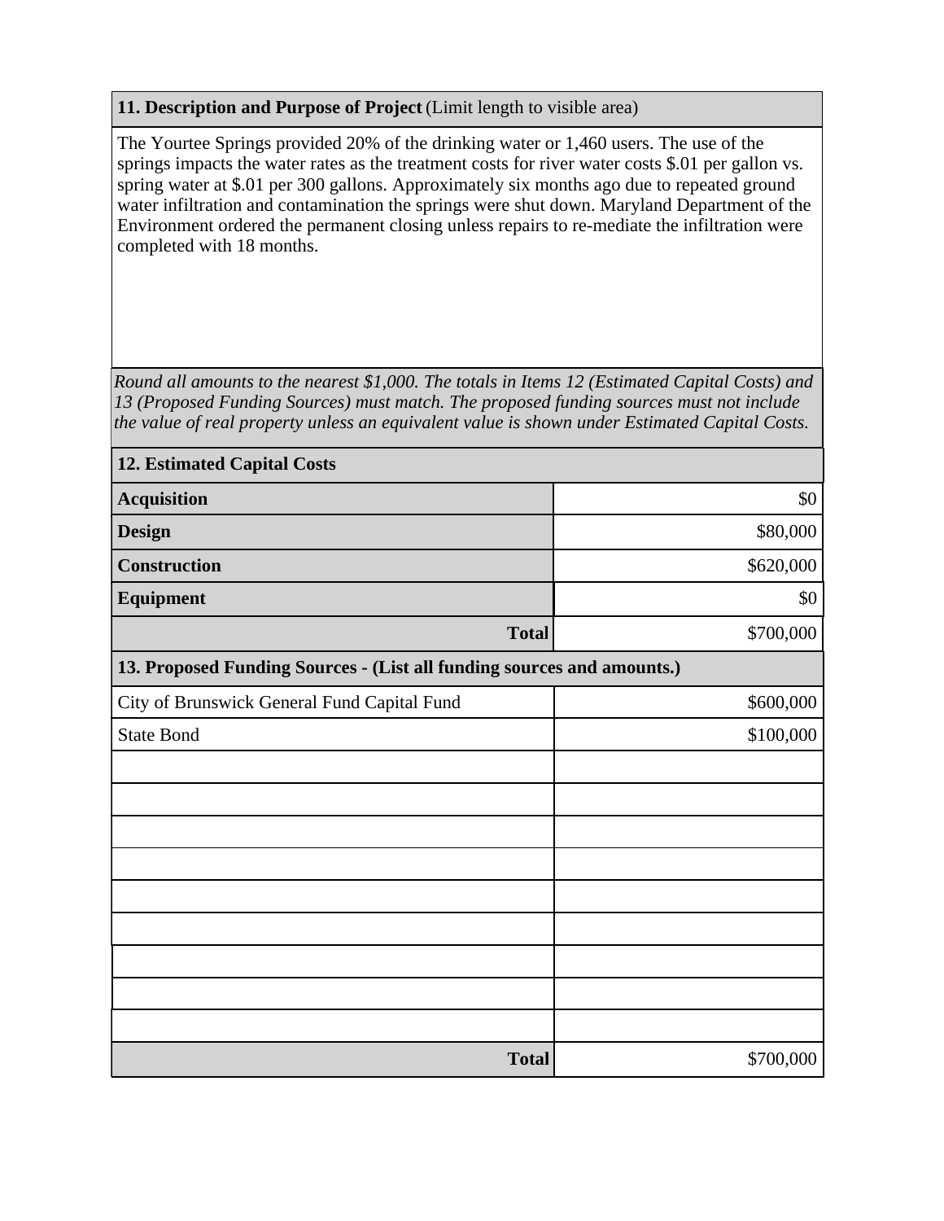**11. Description and Purpose of Project** (Limit length to visible area)

The Yourtee Springs provided 20% of the drinking water or 1,460 users. The use of the springs impacts the water rates as the treatment costs for river water costs $.01 per gallon vs. spring water at $.01 per 300 gallons. Approximately six months ago due to repeated ground water infiltration and contamination the springs were shut down. Maryland Department of the Environment ordered the permanent closing unless repairs to re-mediate the infiltration were completed with 18 months.

*Round all amounts to the nearest $1,000. The totals in Items 12 (Estimated Capital Costs) and 13 (Proposed Funding Sources) must match. The proposed funding sources must not include the value of real property unless an equivalent value is shown under Estimated Capital Costs.*

| **12. Estimated Capital Costs** | |
|---|---|
| **Acquisition** | $0 |
| **Design** | $80,000 |
| **Construction** | $620,000 |
| **Equipment** | $0 |
| **Total** | $700,000 |

| **13. Proposed Funding Sources - (List all funding sources and amounts.)** | |
|---|---|
| City of Brunswick General Fund Capital Fund | $600,000 |
| State Bond | $100,000 |
| | |
| | |
| | |
| | |
| | |
| | |
| | |
| | |
| | |
| **Total** | $700,000 |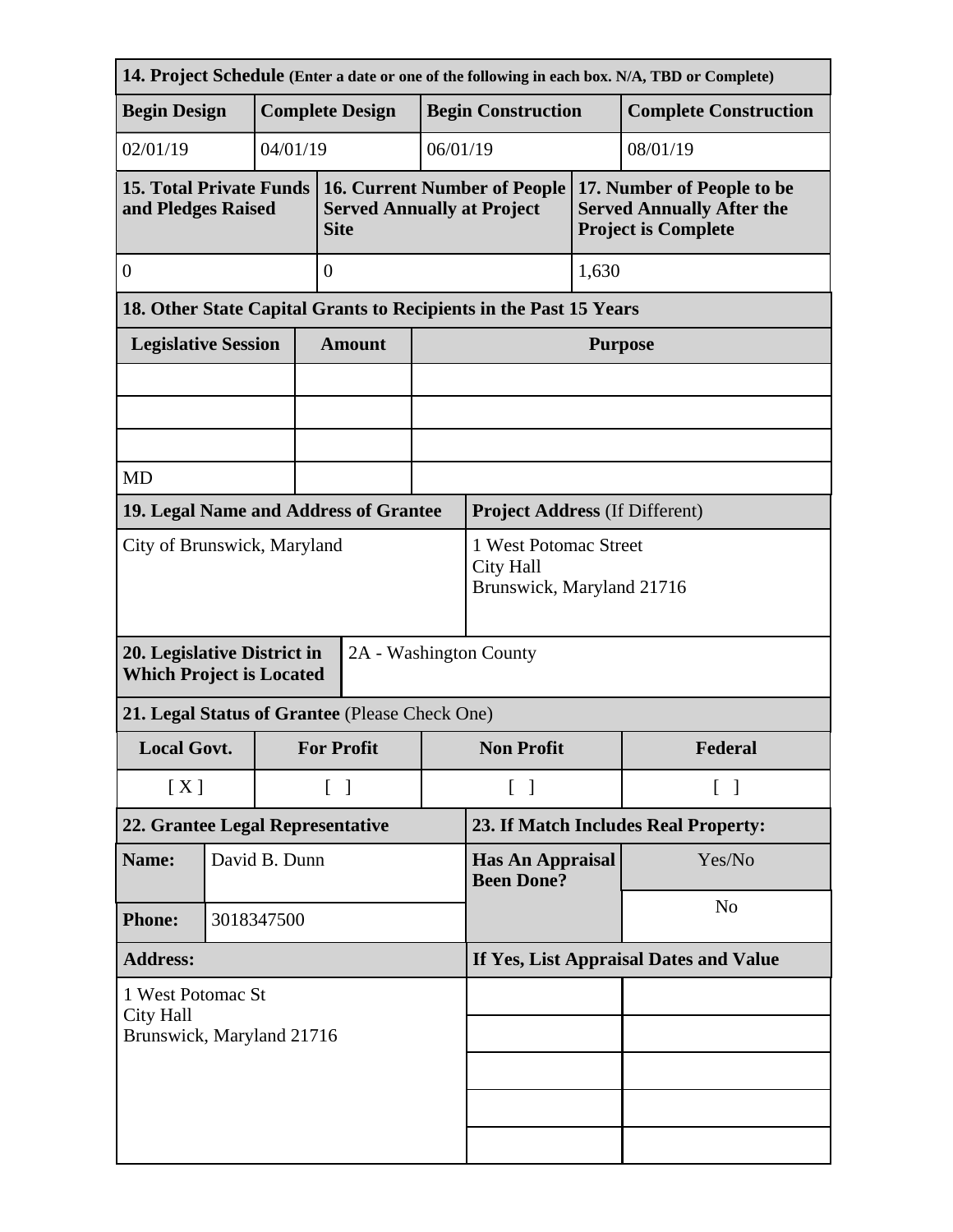| **14. Project Schedule** (Enter a date or one of the following in each box. N/A, TBD or Complete) | | | |
|---|---|---|---|
| **Begin Design** | **Complete Design** | **Begin Construction** | **Complete Construction** |
| 02/01/19 | 04/01/19 | 06/01/19 | 08/01/19 |

| **15. Total Private Funds and Pledges Raised** | **16. Current Number of People Served Annually at Project Site** | **17. Number of People to be Served Annually After the Project is Complete** |
|---|---|---|
| 0 | 0 | 1,630 |

| **18. Other State Capital Grants to Recipients in the Past 15 Years** | | |
|---|---|---|
| **Legislative Session** | **Amount** | **Purpose** |
| | | |
| | | |
| | | |
| MD | | |

| **19. Legal Name and Address of Grantee** | **Project Address** (If Different) |
|---|---|
| City of Brunswick, Maryland | 1 West Potomac Street<br>City Hall<br>Brunswick, Maryland 21716 |

| **20. Legislative District in Which Project is Located** | 2A - Washington County |
|---|---|

| **21. Legal Status of Grantee** (Please Check One) | | | |
|---|---|---|---|
| **Local Govt.** | **For Profit** | **Non Profit** | **Federal** |
| [ X ] | [ ] | [ ] | [ ] |

| **22. Grantee Legal Representative** | | **23. If Match Includes Real Property:** | |
|---|---|---|---|
| **Name:** | David B. Dunn | **Has An Appraisal Been Done?** | Yes/No |
| **Phone:** | 3018347500 | | No |
| **Address:** | | **If Yes, List Appraisal Dates and Value** | |
| 1 West Potomac St<br>City Hall<br>Brunswick, Maryland 21716 | | | |
| | | | |
| | | | |
| | | | |
| | | | |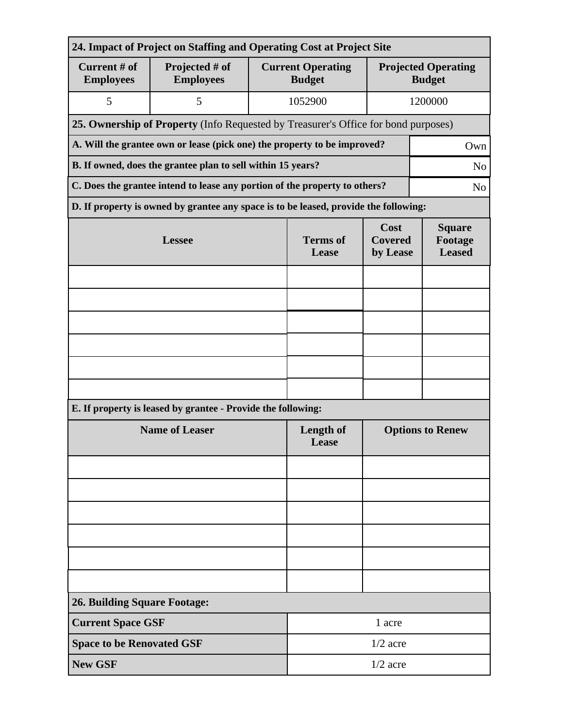**24. Impact of Project on Staffing and Operating Cost at Project Site**

| Current # of Employees | Projected # of Employees | Current Operating Budget | Projected Operating Budget |
|---|---|---|---|
| 5 | 5 | 1052900 | 1200000 |

**25. Ownership of Property** (Info Requested by Treasurer's Office for bond purposes)

| Question | Answer |
|---|---|
| **A. Will the grantee own or lease (pick one) the property to be improved?** | Own |
| **B. If owned, does the grantee plan to sell within 15 years?** | No |
| **C. Does the grantee intend to lease any portion of the property to others?** | No |

**D. If property is owned by grantee any space is to be leased, provide the following:**

| Lessee | Terms of Lease | Cost Covered by Lease | Square Footage Leased |
|---|---|---|---|
| | | | |
| | | | |
| | | | |
| | | | |
| | | | |
| | | | |

**E. If property is leased by grantee - Provide the following:**

| Name of Leaser | Length of Lease | Options to Renew |
|---|---|---|
| | | |
| | | |
| | | |
| | | |
| | | |
| | | |

**26. Building Square Footage:**

| | |
|---|---|
| **Current Space GSF** | 1 acre |
| **Space to be Renovated GSF** | 1/2 acre |
| **New GSF** | 1/2 acre |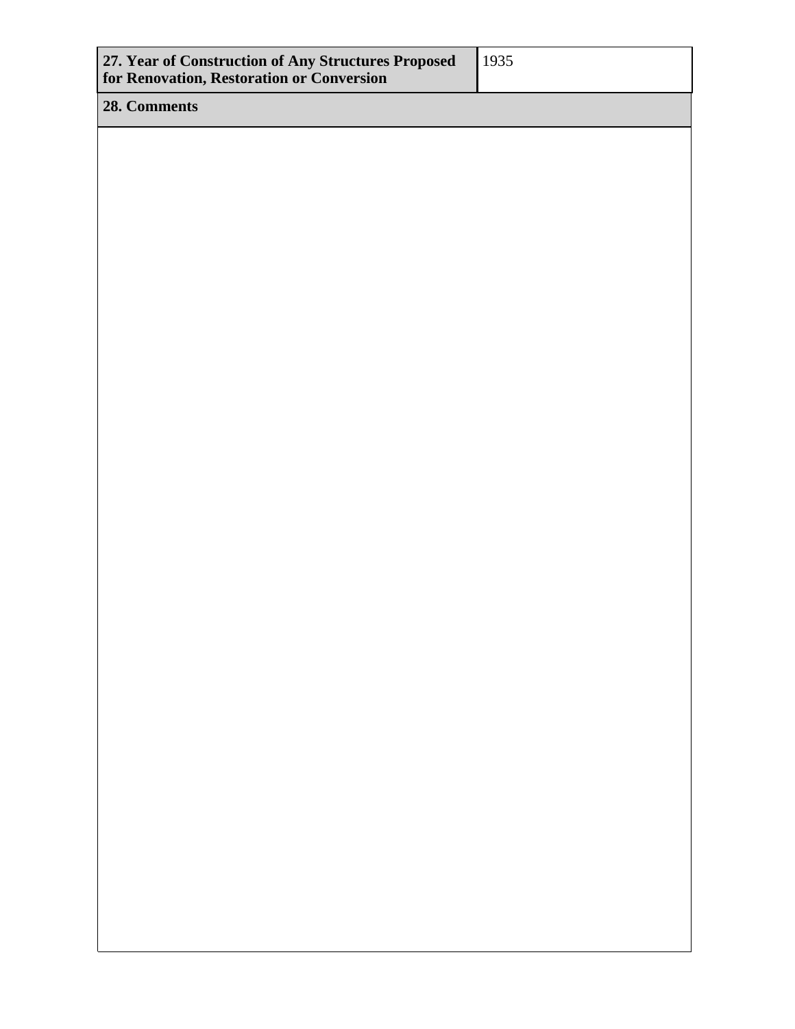| | |
|---|---|
| **27. Year of Construction of Any Structures Proposed for Renovation, Restoration or Conversion** | 1935 |

| |
|---|
| **28. Comments** |
| |